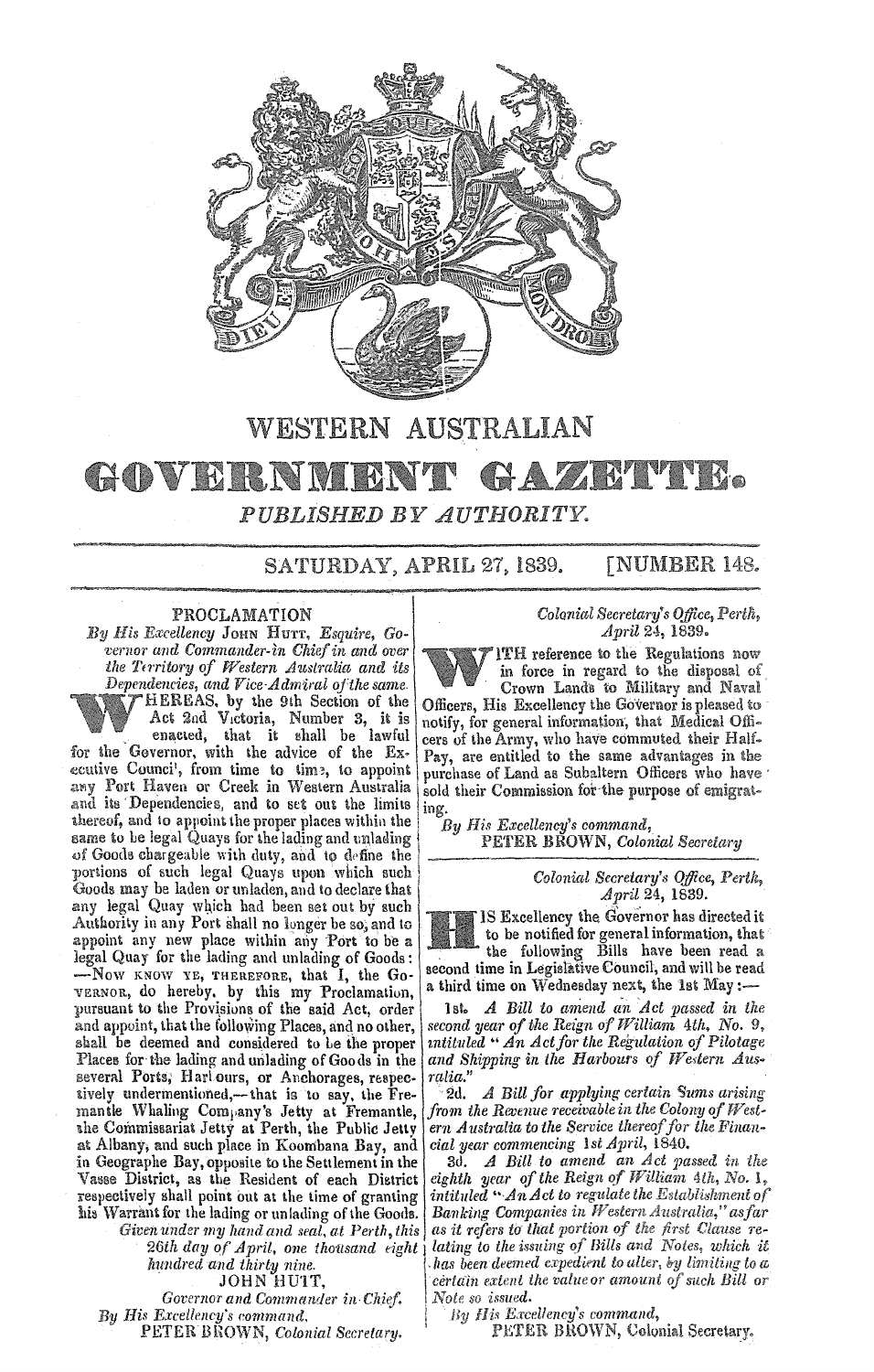# WESTERN AUSTRALIAN

# GOVERNMENT GAZETTE.

*PUBLISHED BY AUTHORITY.*

SATURDAY, APRIL 27, 1839. [NUMBER 148.

## PROCLAMATION

*By His Excellency* JOHN HUTT, *Esquire, Governor and Commander-in Chief in and over the Territory of Western Australia and its Dependencies, and Vice-Admiral of the same.*

WHEREAS, by the 9th Section of the Act 2nd Victoria, Number 3, it is enacted, that it shall be lawful for the Governor, with the advice of the Executive Council, from time to time, to appoint any Port Haven or Creek in Western Australia and its Dependencies, and to set out the limits thereof, and to appoint the proper places within the same to be legal Quays for the lading and unlading of Goods chargeable with duty, and to define the portions of such legal Quays upon which such Goods may be laden or unladen, and to declare that any legal Quay which had been set out by such Authority in any Port shall no longer be so, and to appoint any new place within any Port to be a legal Quay for the lading and unlading of Goods:—NOW KNOW YE, THEREFORE, that I, the GOVERNOR, do hereby, by this my Proclamation, pursuant to the Provisions of the said Act, order and appoint, that the following Places, and no other, shall be deemed and considered to be the proper Places for the lading and unlading of Goods in the several Ports, Harbours, or Anchorages, respectively undermentioned,—that is to say, the Fremantle Whaling Company's Jetty at Fremantle, the Commissariat Jetty at Perth, the Public Jetty at Albany, and such place in Koombana Bay, and in Geographe Bay, opposite to the Settlement in the Vasse District, as the Resident of each District respectively shall point out at the time of granting his Warrant for the lading or unlading of the Goods.

*Given under my hand and seal, at Perth, this 26th day of April, one thousand eight hundred and thirty nine.*

JOHN HUTT,
*Governor and Commander in Chief.*

*By His Excellency's command,*
PETER BROWN, *Colonial Secretary.*

---

*Colonial Secretary's Office, Perth,*
*April 24, 1839.*

WITH reference to the Regulations now in force in regard to the disposal of Crown Lands to Military and Naval Officers, His Excellency the Governor is pleased to notify, for general information, that Medical Officers of the Army, who have commuted their Half-Pay, are entitled to the same advantages in the purchase of Land as Subaltern Officers who have sold their Commission for the purpose of emigrating.

*By His Excellency's command,*
PETER BROWN, *Colonial Secretary*

---

*Colonial Secretary's Office, Perth,*
*April 24, 1839.*

HIS Excellency the Governor has directed it to be notified for general information, that the following Bills have been read a second time in Legislative Council, and will be read a third time on Wednesday next, the 1st May:—

1st. *A Bill to amend an Act passed in the second year of the Reign of William 4th, No. 9, intituled "An Act for the Regulation of Pilotage and Shipping in the Harbours of Western Australia."*

2d. *A Bill for applying certain Sums arising from the Revenue receivable in the Colony of Western Australia to the Service thereof for the Financial year commencing 1st April, 1840.*

3d. *A Bill to amend an Act passed in the eighth year of the Reign of William 4th, No. 1, intituled "An Act to regulate the Establishment of Banking Companies in Western Australia," as far as it refers to that portion of the first Clause relating to the issuing of Bills and Notes, which it has been deemed expedient to alter, by limiting to a certain extent the value or amount of such Bill or Note so issued.*

*By His Excellency's command,*
PETER BROWN, Colonial Secretary.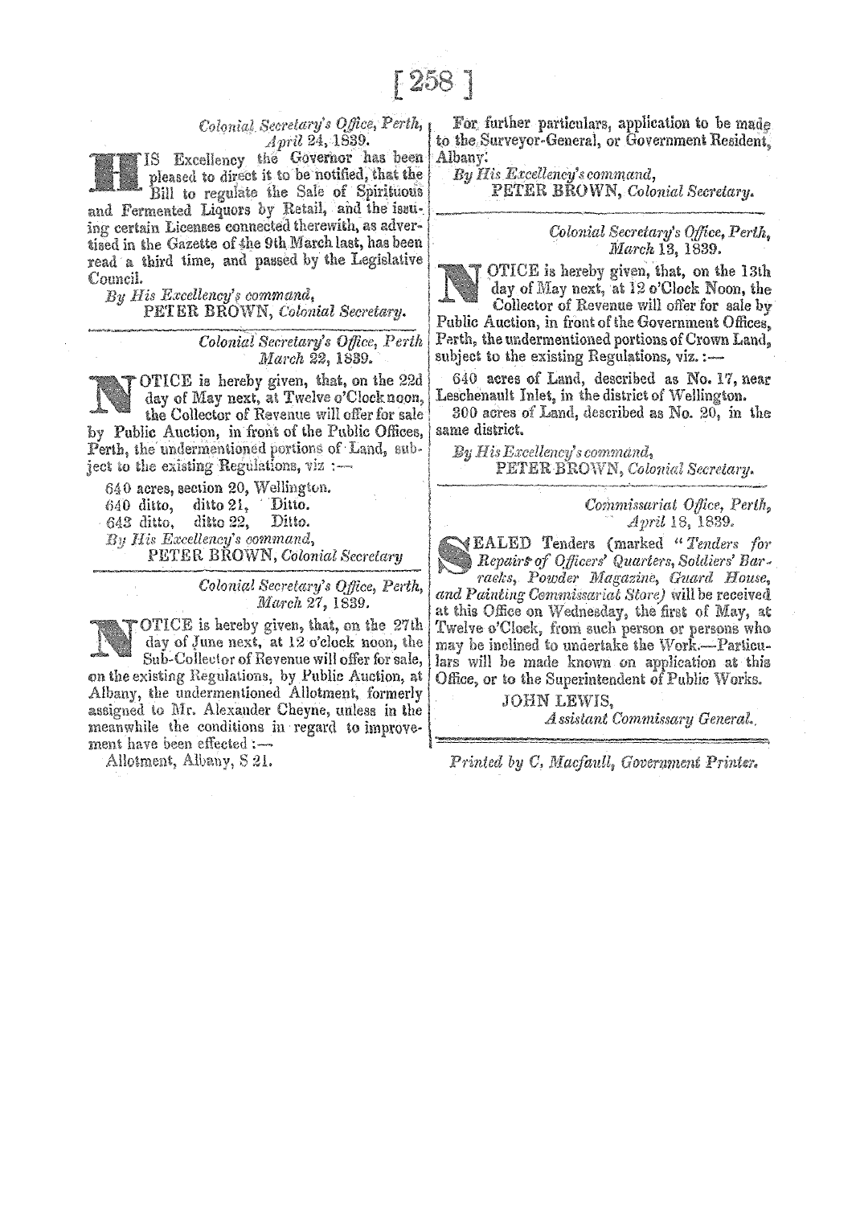*Colonial Secretary's Office, Perth,*
*April* 24, 1839.

HIS Excellency the Governor has been pleased to direct it to be notified, that the Bill to regulate the Sale of Spirituous and Fermented Liquors by Retail, and the issuing certain Licenses connected therewith, as advertised in the Gazette of the 9th March last, has been read a third time, and passed by the Legislative Council.

*By His Excellency's command,*
PETER BROWN, *Colonial Secretary.*

---

*Colonial Secretary's Office, Perth*
*March* 22, 1839.

NOTICE is hereby given, that, on the 22d day of May next, at Twelve o'Clock noon, the Collector of Revenue will offer for sale by Public Auction, in front of the Public Offices, Perth, the undermentioned portions of Land, subject to the existing Regulations, viz :—

640 acres, section 20, Wellington.
640 ditto, ditto 21, Ditto.
643 ditto, ditto 22, Ditto.

*By His Excellency's command,*
PETER BROWN, *Colonial Secretary*

---

*Colonial Secretary's Office, Perth,*
*March* 27, 1839.

NOTICE is hereby given, that, on the 27th day of June next, at 12 o'clock noon, the Sub-Collector of Revenue will offer for sale, on the existing Regulations, by Public Auction, at Albany, the undermentioned Allotment, formerly assigned to Mr. Alexander Cheyne, unless in the meanwhile the conditions in regard to improvement have been effected :—

Allotment, Albany, S 21.

For further particulars, application to be made to the Surveyor-General, or Government Resident, Albany.

*By His Excellency's command,*
PETER BROWN, *Colonial Secretary.*

---

*Colonial Secretary's Office, Perth,*
*March* 13, 1839.

NOTICE is hereby given, that, on the 13th day of May next, at 12 o'Clock Noon, the Collector of Revenue will offer for sale by Public Auction, in front of the Government Offices, Perth, the undermentioned portions of Crown Land, subject to the existing Regulations, viz. :—

640 acres of Land, described as No. 17, near Leschenault Inlet, in the district of Wellington.

300 acres of Land, described as No. 20, in the same district.

*By His Excellency's command,*
PETER BROWN, *Colonial Secretary.*

---

*Commissariat Office, Perth,*
*April* 18, 1839.

SEALED Tenders (marked "*Tenders for Repairs of Officers' Quarters, Soldiers' Barracks, Powder Magazine, Guard House, and Painting Commissariat Store*) will be received at this Office on Wednesday, the first of May, at Twelve o'Clock, from such person or persons who may be inclined to undertake the Work.—Particulars will be made known on application at this Office, or to the Superintendent of Public Works.

JOHN LEWIS,
*Assistant Commissary General.*

---

*Printed by C. Macfaull, Government Printer.*